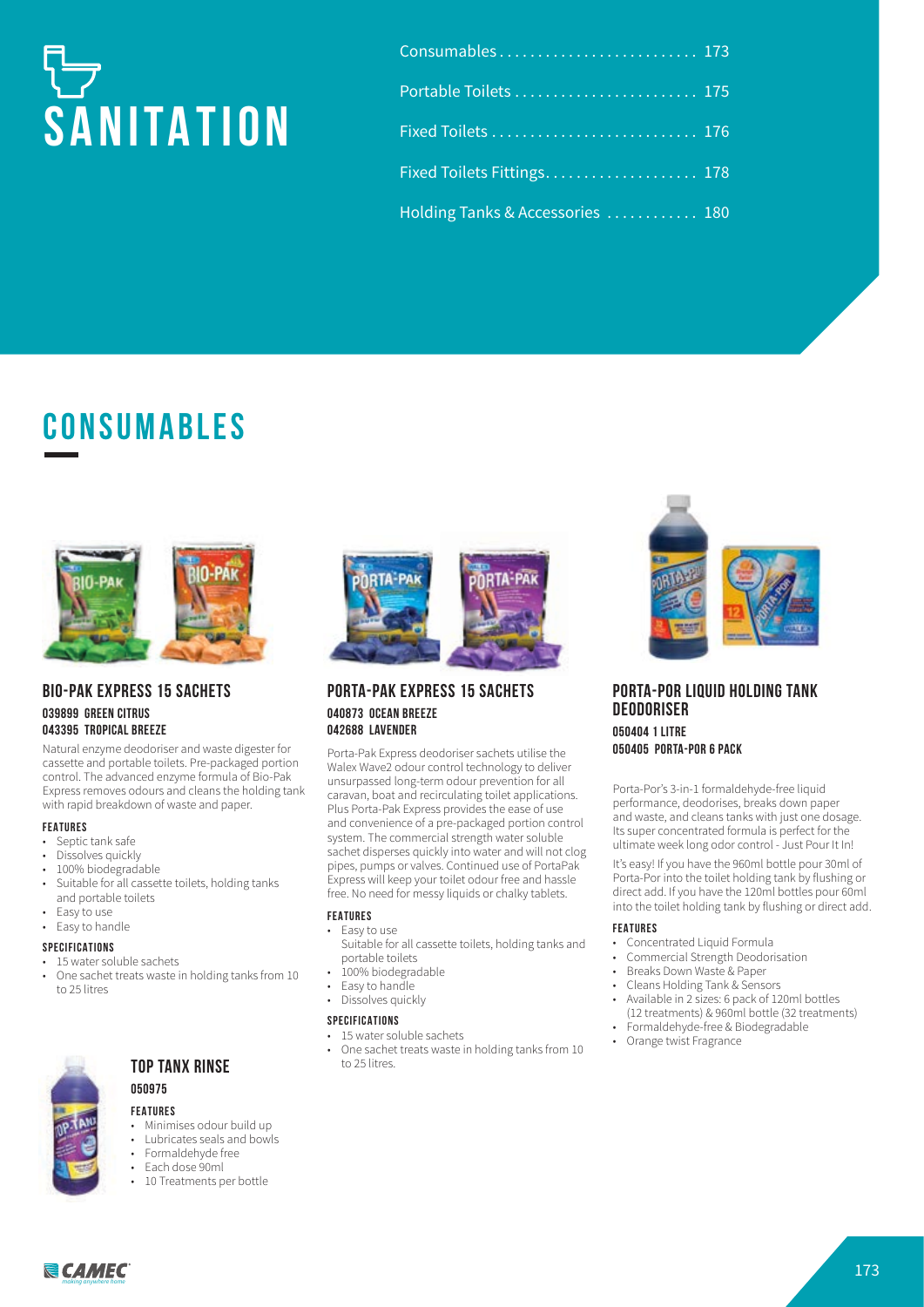# SANITATION

| | |
|---|---|
| Consumables | 173 |
| Portable Toilets | 175 |
| Fixed Toilets | 176 |
| Fixed Toilets Fittings | 178 |
| Holding Tanks & Accessories | 180 |

## CONSUMABLES

### BIO-PAK EXPRESS 15 SACHETS

**039899 GREEN CITRUS**
**043395 TROPICAL BREEZE**

Natural enzyme deodoriser and waste digester for cassette and portable toilets. Pre-packaged portion control. The advanced enzyme formula of Bio-Pak Express removes odours and cleans the holding tank with rapid breakdown of waste and paper.

**FEATURES**

- Septic tank safe
- Dissolves quickly
- 100% biodegradable
- Suitable for all cassette toilets, holding tanks and portable toilets
- Easy to use
- Easy to handle

**SPECIFICATIONS**

- 15 water soluble sachets
- One sachet treats waste in holding tanks from 10 to 25 litres

### TOP TANX RINSE

**050975**

**FEATURES**

- Minimises odour build up
- Lubricates seals and bowls
- Formaldehyde free
- Each dose 90ml
- 10 Treatments per bottle

### PORTA-PAK EXPRESS 15 SACHETS

**040873 OCEAN BREEZE**
**042688 LAVENDER**

Porta-Pak Express deodoriser sachets utilise the Walex Wave2 odour control technology to deliver unsurpassed long-term odour prevention for all caravan, boat and recirculating toilet applications. Plus Porta-Pak Express provides the ease of use and convenience of a pre-packaged portion control system. The commercial strength water soluble sachet disperses quickly into water and will not clog pipes, pumps or valves. Continued use of PortaPak Express will keep your toilet odour free and hassle free. No need for messy liquids or chalky tablets.

**FEATURES**

- Easy to use
  Suitable for all cassette toilets, holding tanks and portable toilets
- 100% biodegradable
- Easy to handle
- Dissolves quickly

**SPECIFICATIONS**

- 15 water soluble sachets
- One sachet treats waste in holding tanks from 10 to 25 litres.

### PORTA-POR LIQUID HOLDING TANK DEODORISER

**050404 1 LITRE**
**050405 PORTA-POR 6 PACK**

Porta-Por's 3-in-1 formaldehyde-free liquid performance, deodorises, breaks down paper and waste, and cleans tanks with just one dosage. Its super concentrated formula is perfect for the ultimate week long odor control - Just Pour It In!

It's easy! If you have the 960ml bottle pour 30ml of Porta-Por into the toilet holding tank by flushing or direct add. If you have the 120ml bottles pour 60ml into the toilet holding tank by flushing or direct add.

**FEATURES**

- Concentrated Liquid Formula
- Commercial Strength Deodorisation
- Breaks Down Waste & Paper
- Cleans Holding Tank & Sensors
- Available in 2 sizes: 6 pack of 120ml bottles (12 treatments) & 960ml bottle (32 treatments)
- Formaldehyde-free & Biodegradable
- Orange twist Fragrance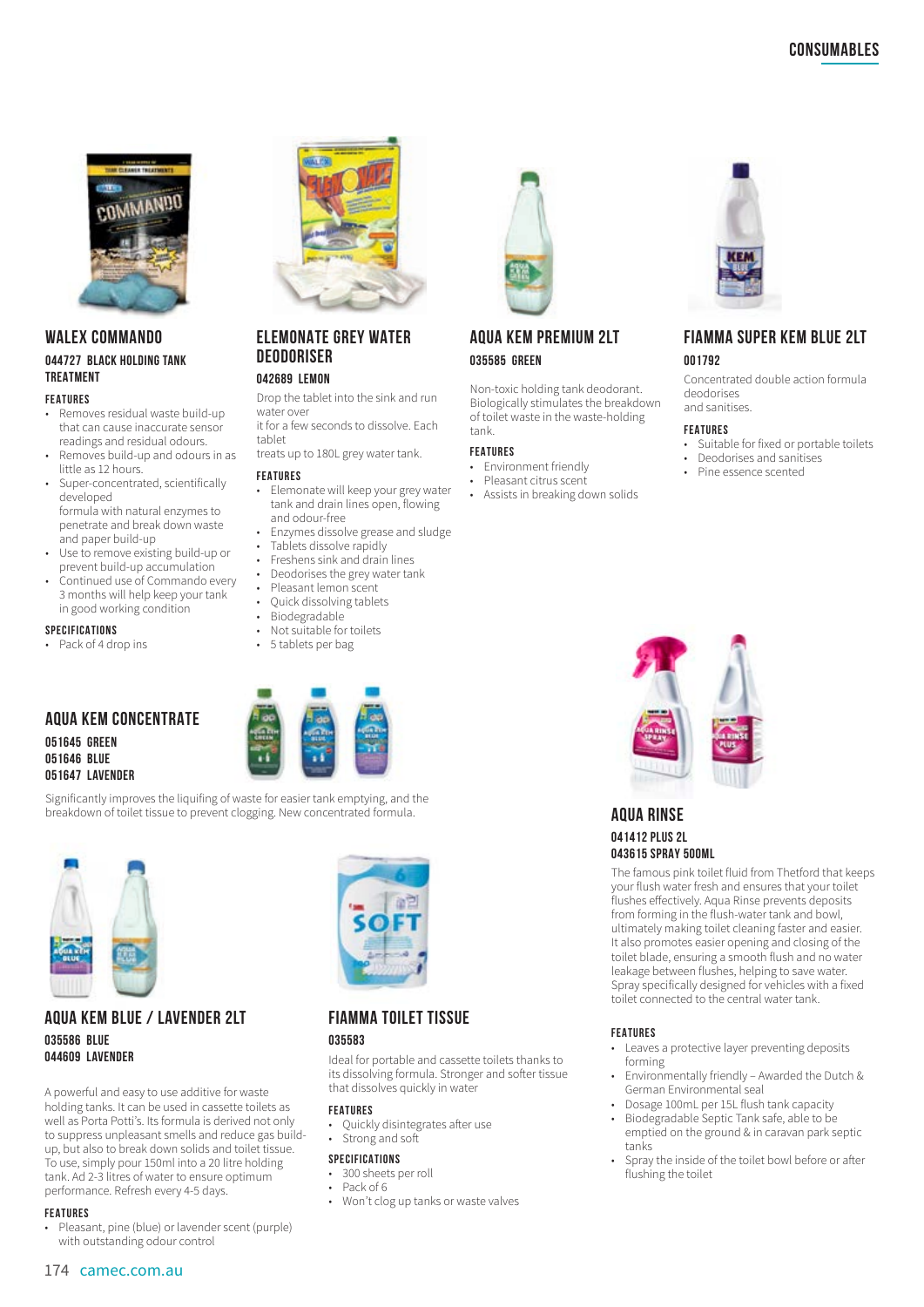## WALEX COMMANDO

### 044727 BLACK HOLDING TANK TREATMENT

**FEATURES**

- Removes residual waste build-up that can cause inaccurate sensor readings and residual odours.
- Removes build-up and odours in as little as 12 hours.
- Super-concentrated, scientifically developed formula with natural enzymes to penetrate and break down waste and paper build-up
- Use to remove existing build-up or prevent build-up accumulation
- Continued use of Commando every 3 months will help keep your tank in good working condition

**SPECIFICATIONS**

- Pack of 4 drop ins

## ELEMONATE GREY WATER DEODORISER

### 042689 LEMON

Drop the tablet into the sink and run water over it for a few seconds to dissolve. Each tablet treats up to 180L grey water tank.

**FEATURES**

- Elemonate will keep your grey water tank and drain lines open, flowing and odour-free
- Enzymes dissolve grease and sludge
- Tablets dissolve rapidly
- Freshens sink and drain lines
- Deodorises the grey water tank
- Pleasant lemon scent
- Quick dissolving tablets
- Biodegradable
- Not suitable for toilets
- 5 tablets per bag

## AQUA KEM PREMIUM 2LT

### 035585 GREEN

Non-toxic holding tank deodorant. Biologically stimulates the breakdown of toilet waste in the waste-holding tank.

**FEATURES**

- Environment friendly
- Pleasant citrus scent
- Assists in breaking down solids

## FIAMMA SUPER KEM BLUE 2LT

### 001792

Concentrated double action formula deodorises and sanitises.

**FEATURES**

- Suitable for fixed or portable toilets
- Deodorises and sanitises
- Pine essence scented

## AQUA KEM CONCENTRATE

### 051645 GREEN
### 051646 BLUE
### 051647 LAVENDER

Significantly improves the liquifing of waste for easier tank emptying, and the breakdown of toilet tissue to prevent clogging. New concentrated formula.

## AQUA KEM BLUE / LAVENDER 2LT

### 035586 BLUE
### 044609 LAVENDER

A powerful and easy to use additive for waste holding tanks. It can be used in cassette toilets as well as Porta Potti's. Its formula is derived not only to suppress unpleasant smells and reduce gas build-up, but also to break down solids and toilet tissue. To use, simply pour 150ml into a 20 litre holding tank. Ad 2-3 litres of water to ensure optimum performance. Refresh every 4-5 days.

**FEATURES**

- Pleasant, pine (blue) or lavender scent (purple) with outstanding odour control

## FIAMMA TOILET TISSUE

### 035583

Ideal for portable and cassette toilets thanks to its dissolving formula. Stronger and softer tissue that dissolves quickly in water

**FEATURES**

- Quickly disintegrates after use
- Strong and soft

**SPECIFICATIONS**

- 300 sheets per roll
- Pack of 6
- Won't clog up tanks or waste valves

## AQUA RINSE

### 041412 PLUS 2L
### 043615 SPRAY 500ML

The famous pink toilet fluid from Thetford that keeps your flush water fresh and ensures that your toilet flushes effectively. Aqua Rinse prevents deposits from forming in the flush-water tank and bowl, ultimately making toilet cleaning faster and easier. It also promotes easier opening and closing of the toilet blade, ensuring a smooth flush and no water leakage between flushes, helping to save water. Spray specifically designed for vehicles with a fixed toilet connected to the central water tank.

**FEATURES**

- Leaves a protective layer preventing deposits forming
- Environmentally friendly – Awarded the Dutch & German Environmental seal
- Dosage 100mL per 15L flush tank capacity
- Biodegradable Septic Tank safe, able to be emptied on the ground & in caravan park septic tanks
- Spray the inside of the toilet bowl before or after flushing the toilet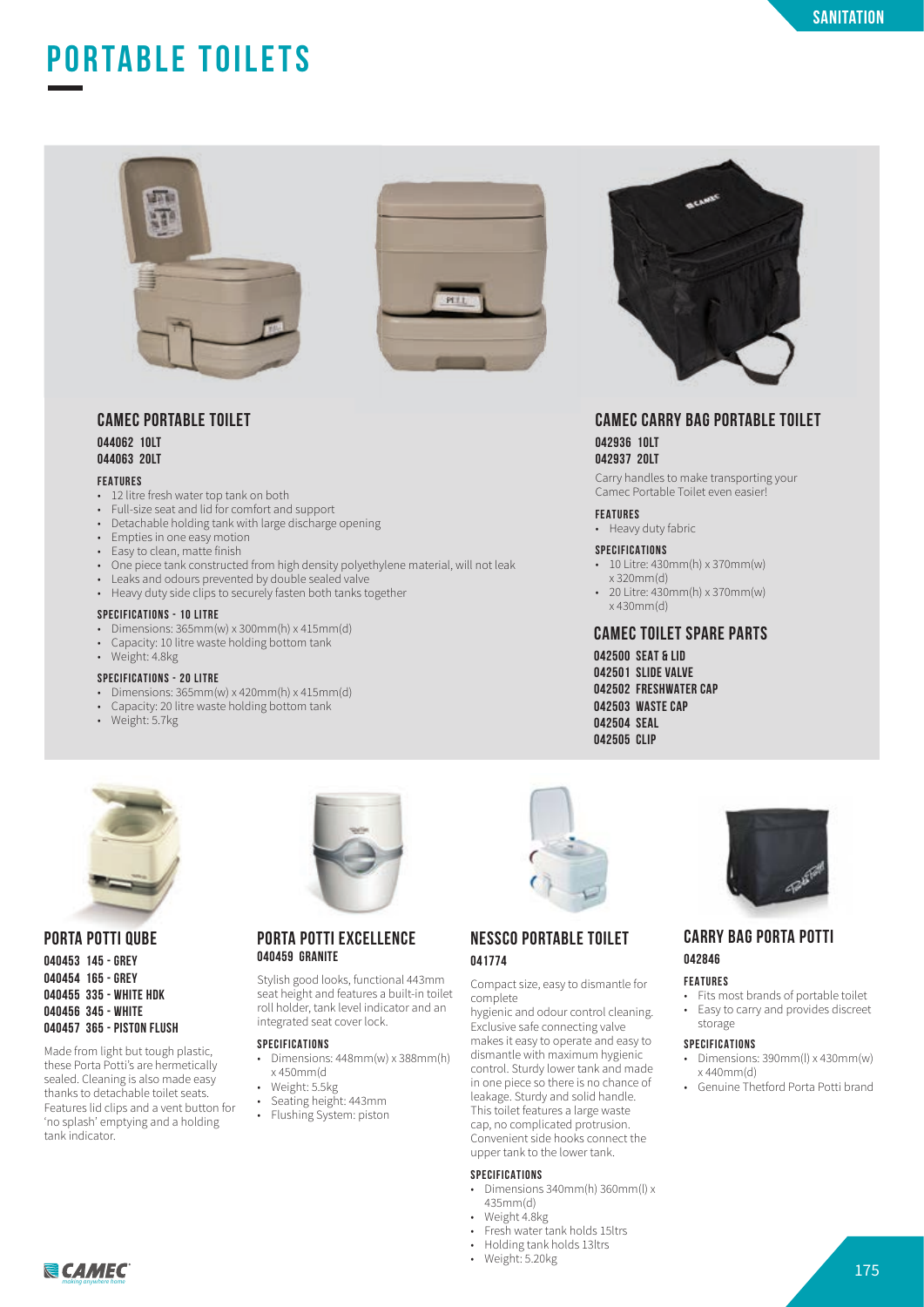# PORTABLE TOILETS

## CAMEC PORTABLE TOILET

**044062 10LT**
**044063 20LT**

#### FEATURES

- 12 litre fresh water top tank on both
- Full-size seat and lid for comfort and support
- Detachable holding tank with large discharge opening
- Empties in one easy motion
- Easy to clean, matte finish
- One piece tank constructed from high density polyethylene material, will not leak
- Leaks and odours prevented by double sealed valve
- Heavy duty side clips to securely fasten both tanks together

#### SPECIFICATIONS - 10 LITRE

- Dimensions: 365mm(w) x 300mm(h) x 415mm(d)
- Capacity: 10 litre waste holding bottom tank
- Weight: 4.8kg

#### SPECIFICATIONS - 20 LITRE

- Dimensions: 365mm(w) x 420mm(h) x 415mm(d)
- Capacity: 20 litre waste holding bottom tank
- Weight: 5.7kg

## CAMEC CARRY BAG PORTABLE TOILET

**042936 10LT**
**042937 20LT**

Carry handles to make transporting your Camec Portable Toilet even easier!

#### FEATURES

- Heavy duty fabric

#### SPECIFICATIONS

- 10 Litre: 430mm(h) x 370mm(w) x 320mm(d)
- 20 Litre: 430mm(h) x 370mm(w) x 430mm(d)

## CAMEC TOILET SPARE PARTS

**042500 SEAT & LID**
**042501 SLIDE VALVE**
**042502 FRESHWATER CAP**
**042503 WASTE CAP**
**042504 SEAL**
**042505 CLIP**

## PORTA POTTI QUBE

**040453 145 - GREY**
**040454 165 - GREY**
**040455 335 - WHITE HDK**
**040456 345 - WHITE**
**040457 365 - PISTON FLUSH**

Made from light but tough plastic, these Porta Potti's are hermetically sealed. Cleaning is also made easy thanks to detachable toilet seats. Features lid clips and a vent button for 'no splash' emptying and a holding tank indicator.

## PORTA POTTI EXCELLENCE

**040459 GRANITE**

Stylish good looks, functional 443mm seat height and features a built-in toilet roll holder, tank level indicator and an integrated seat cover lock.

#### SPECIFICATIONS

- Dimensions: 448mm(w) x 388mm(h) x 450mm(d
- Weight: 5.5kg
- Seating height: 443mm
- Flushing System: piston

## NESSCO PORTABLE TOILET

**041774**

Compact size, easy to dismantle for complete
hygienic and odour control cleaning. Exclusive safe connecting valve makes it easy to operate and easy to dismantle with maximum hygienic control. Sturdy lower tank and made in one piece so there is no chance of leakage. Sturdy and solid handle. This toilet features a large waste cap, no complicated protrusion. Convenient side hooks connect the upper tank to the lower tank.

#### SPECIFICATIONS

- Dimensions 340mm(h) 360mm(l) x 435mm(d)
- Weight 4.8kg
- Fresh water tank holds 15ltrs
- Holding tank holds 13ltrs
- Weight: 5.20kg

## CARRY BAG PORTA POTTI

**042846**

#### FEATURES

- Fits most brands of portable toilet
- Easy to carry and provides discreet storage

#### SPECIFICATIONS

- Dimensions: 390mm(l) x 430mm(w) x 440mm(d)
- Genuine Thetford Porta Potti brand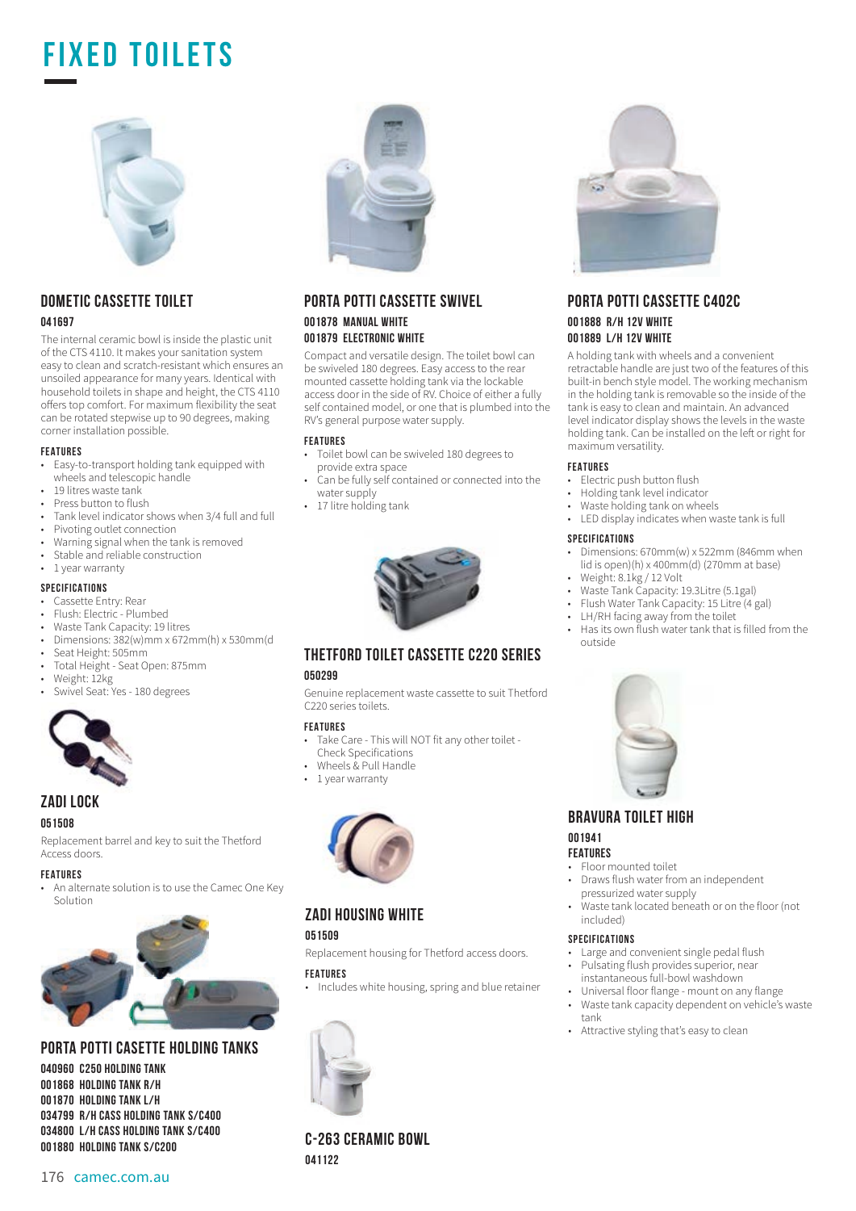# FIXED TOILETS

## DOMETIC CASSETTE TOILET

**041697**

The internal ceramic bowl is inside the plastic unit of the CTS 4110. It makes your sanitation system easy to clean and scratch-resistant which ensures an unsoiled appearance for many years. Identical with household toilets in shape and height, the CTS 4110 offers top comfort. For maximum flexibility the seat can be rotated stepwise up to 90 degrees, making corner installation possible.

**FEATURES**

- Easy-to-transport holding tank equipped with wheels and telescopic handle
- 19 litres waste tank
- Press button to flush
- Tank level indicator shows when 3/4 full and full
- Pivoting outlet connection
- Warning signal when the tank is removed
- Stable and reliable construction
- 1 year warranty

**SPECIFICATIONS**

- Cassette Entry: Rear
- Flush: Electric - Plumbed
- Waste Tank Capacity: 19 litres
- Dimensions: 382(w)mm x 672mm(h) x 530mm(d
- Seat Height: 505mm
- Total Height - Seat Open: 875mm
- Weight: 12kg
- Swivel Seat: Yes - 180 degrees

## ZADI LOCK

**051508**

Replacement barrel and key to suit the Thetford Access doors.

**FEATURES**

- An alternate solution is to use the Camec One Key Solution

## PORTA POTTI CASETTE HOLDING TANKS

**040960 C250 HOLDING TANK**
**001868 HOLDING TANK R/H**
**001870 HOLDING TANK L/H**
**034799 R/H CASS HOLDING TANK S/C400**
**034800 L/H CASS HOLDING TANK S/C400**
**001880 HOLDING TANK S/C200**

## PORTA POTTI CASSETTE SWIVEL

**001878 MANUAL WHITE**
**001879 ELECTRONIC WHITE**

Compact and versatile design. The toilet bowl can be swiveled 180 degrees. Easy access to the rear mounted cassette holding tank via the lockable access door in the side of RV. Choice of either a fully self contained model, or one that is plumbed into the RV's general purpose water supply.

**FEATURES**

- Toilet bowl can be swiveled 180 degrees to provide extra space
- Can be fully self contained or connected into the water supply
- 17 litre holding tank

## THETFORD TOILET CASSETTE C220 SERIES

**050299**

Genuine replacement waste cassette to suit Thetford C220 series toilets.

**FEATURES**

- Take Care - This will NOT fit any other toilet - Check Specifications
- Wheels & Pull Handle
- 1 year warranty

## ZADI HOUSING WHITE

**051509**

Replacement housing for Thetford access doors.

**FEATURES**

- Includes white housing, spring and blue retainer

## C-263 CERAMIC BOWL

**041122**

## PORTA POTTI CASSETTE C402C

**001888 R/H 12V WHITE**
**001889 L/H 12V WHITE**

A holding tank with wheels and a convenient retractable handle are just two of the features of this built-in bench style model. The working mechanism in the holding tank is removable so the inside of the tank is easy to clean and maintain. An advanced level indicator display shows the levels in the waste holding tank. Can be installed on the left or right for maximum versatility.

**FEATURES**

- Electric push button flush
- Holding tank level indicator
- Waste holding tank on wheels
- LED display indicates when waste tank is full

**SPECIFICATIONS**

- Dimensions: 670mm(w) x 522mm (846mm when lid is open)(h) x 400mm(d) (270mm at base)
- Weight: 8.1kg / 12 Volt
- Waste Tank Capacity: 19.3Litre (5.1gal)
- Flush Water Tank Capacity: 15 Litre (4 gal)
- LH/RH facing away from the toilet
- Has its own flush water tank that is filled from the outside

## BRAVURA TOILET HIGH

**001941**

**FEATURES**

- Floor mounted toilet
- Draws flush water from an independent pressurized water supply
- Waste tank located beneath or on the floor (not included)

**SPECIFICATIONS**

- Large and convenient single pedal flush
- Pulsating flush provides superior, near instantaneous full-bowl washdown
- Universal floor flange - mount on any flange
- Waste tank capacity dependent on vehicle's waste tank
- Attractive styling that's easy to clean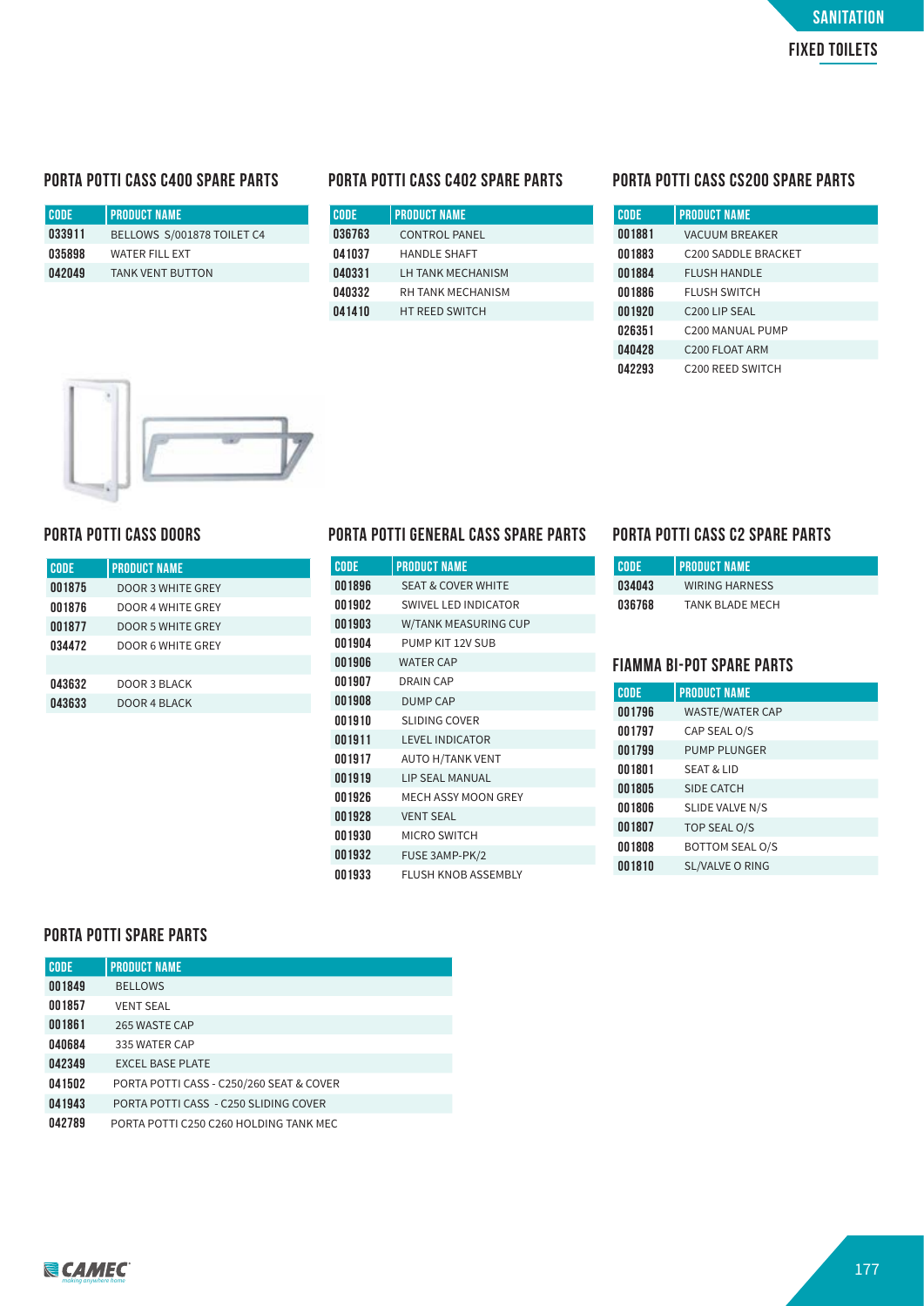## PORTA POTTI CASS C400 SPARE PARTS

| CODE | PRODUCT NAME |
|---|---|
| 033911 | BELLOWS S/001878 TOILET C4 |
| 035898 | WATER FILL EXT |
| 042049 | TANK VENT BUTTON |

## PORTA POTTI CASS C402 SPARE PARTS

| CODE | PRODUCT NAME |
|---|---|
| 036763 | CONTROL PANEL |
| 041037 | HANDLE SHAFT |
| 040331 | LH TANK MECHANISM |
| 040332 | RH TANK MECHANISM |
| 041410 | HT REED SWITCH |

## PORTA POTTI CASS CS200 SPARE PARTS

| CODE | PRODUCT NAME |
|---|---|
| 001881 | VACUUM BREAKER |
| 001883 | C200 SADDLE BRACKET |
| 001884 | FLUSH HANDLE |
| 001886 | FLUSH SWITCH |
| 001920 | C200 LIP SEAL |
| 026351 | C200 MANUAL PUMP |
| 040428 | C200 FLOAT ARM |
| 042293 | C200 REED SWITCH |

## PORTA POTTI CASS DOORS

| CODE | PRODUCT NAME |
|---|---|
| 001875 | DOOR 3 WHITE GREY |
| 001876 | DOOR 4 WHITE GREY |
| 001877 | DOOR 5 WHITE GREY |
| 034472 | DOOR 6 WHITE GREY |
| | |
| 043632 | DOOR 3 BLACK |
| 043633 | DOOR 4 BLACK |

## PORTA POTTI GENERAL CASS SPARE PARTS

| CODE | PRODUCT NAME |
|---|---|
| 001896 | SEAT & COVER WHITE |
| 001902 | SWIVEL LED INDICATOR |
| 001903 | W/TANK MEASURING CUP |
| 001904 | PUMP KIT 12V SUB |
| 001906 | WATER CAP |
| 001907 | DRAIN CAP |
| 001908 | DUMP CAP |
| 001910 | SLIDING COVER |
| 001911 | LEVEL INDICATOR |
| 001917 | AUTO H/TANK VENT |
| 001919 | LIP SEAL MANUAL |
| 001926 | MECH ASSY MOON GREY |
| 001928 | VENT SEAL |
| 001930 | MICRO SWITCH |
| 001932 | FUSE 3AMP-PK/2 |
| 001933 | FLUSH KNOB ASSEMBLY |

## PORTA POTTI CASS C2 SPARE PARTS

| CODE | PRODUCT NAME |
|---|---|
| 034043 | WIRING HARNESS |
| 036768 | TANK BLADE MECH |

## FIAMMA BI-POT SPARE PARTS

| CODE | PRODUCT NAME |
|---|---|
| 001796 | WASTE/WATER CAP |
| 001797 | CAP SEAL O/S |
| 001799 | PUMP PLUNGER |
| 001801 | SEAT & LID |
| 001805 | SIDE CATCH |
| 001806 | SLIDE VALVE N/S |
| 001807 | TOP SEAL O/S |
| 001808 | BOTTOM SEAL O/S |
| 001810 | SL/VALVE O RING |

## PORTA POTTI SPARE PARTS

| CODE | PRODUCT NAME |
|---|---|
| 001849 | BELLOWS |
| 001857 | VENT SEAL |
| 001861 | 265 WASTE CAP |
| 040684 | 335 WATER CAP |
| 042349 | EXCEL BASE PLATE |
| 041502 | PORTA POTTI CASS - C250/260 SEAT & COVER |
| 041943 | PORTA POTTI CASS - C250 SLIDING COVER |
| 042789 | PORTA POTTI C250 C260 HOLDING TANK MEC |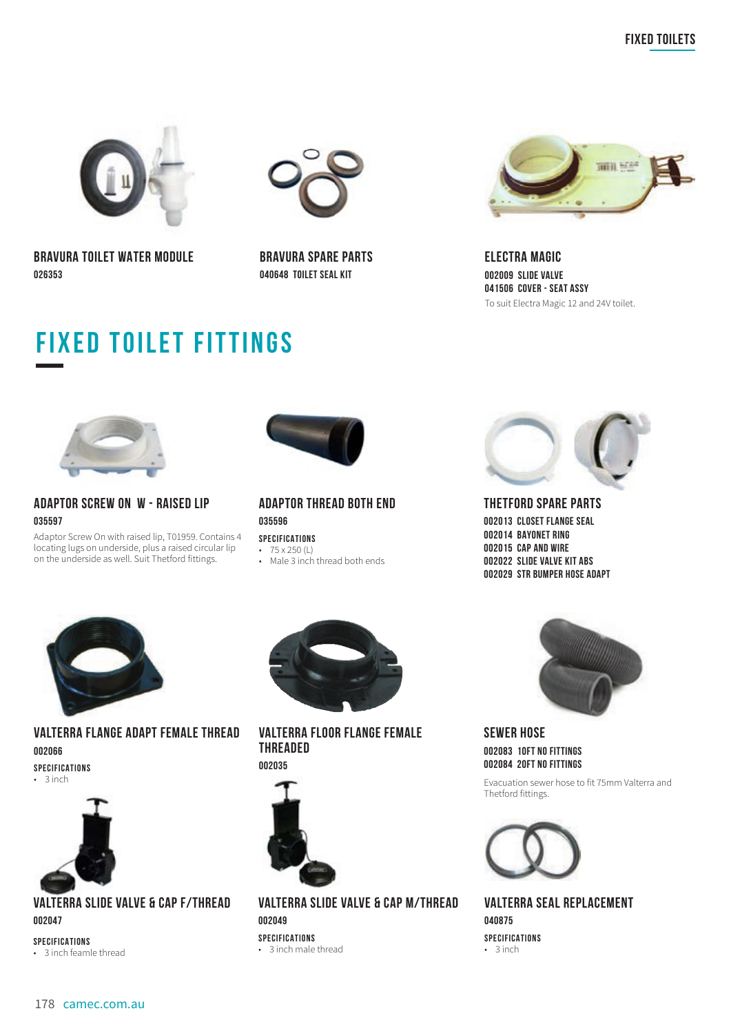### BRAVURA TOILET WATER MODULE

**026353**

### BRAVURA SPARE PARTS

**040648 TOILET SEAL KIT**

### ELECTRA MAGIC

**002009 SLIDE VALVE**
**041506 COVER - SEAT ASSY**

To suit Electra Magic 12 and 24V toilet.

# FIXED TOILET FITTINGS

### ADAPTOR SCREW ON W - RAISED LIP

**035597**

Adaptor Screw On with raised lip, T01959. Contains 4 locating lugs on underside, plus a raised circular lip on the underside as well. Suit Thetford fittings.

### ADAPTOR THREAD BOTH END

**035596**

**SPECIFICATIONS**

- 75 x 250 (L)
- Male 3 inch thread both ends

### THETFORD SPARE PARTS

**002013 CLOSET FLANGE SEAL**
**002014 BAYONET RING**
**002015 CAP AND WIRE**
**002022 SLIDE VALVE KIT ABS**
**002029 STR BUMPER HOSE ADAPT**

### VALTERRA FLANGE ADAPT FEMALE THREAD

**002066**

**SPECIFICATIONS**

- 3 inch

### VALTERRA FLOOR FLANGE FEMALE THREADED

**002035**

### SEWER HOSE

**002083 10FT NO FITTINGS**
**002084 20FT NO FITTINGS**

Evacuation sewer hose to fit 75mm Valterra and Thetford fittings.

### VALTERRA SLIDE VALVE & CAP F/THREAD

**002047**

**SPECIFICATIONS**

- 3 inch feamle thread

### VALTERRA SLIDE VALVE & CAP M/THREAD

**002049**

**SPECIFICATIONS**

- 3 inch male thread

### VALTERRA SEAL REPLACEMENT

**040875**

**SPECIFICATIONS**

- 3 inch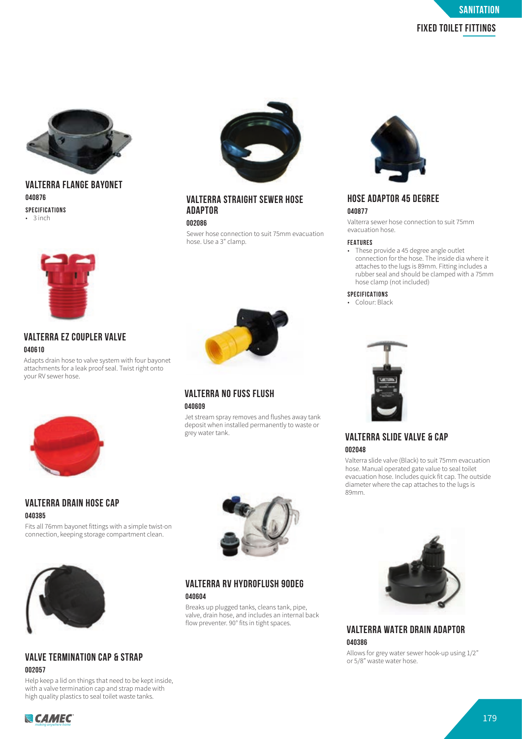# SANITATION

## FIXED TOILET FITTINGS

### VALTERRA FLANGE BAYONET

**040876**

**SPECIFICATIONS**

- 3 inch

### VALTERRA EZ COUPLER VALVE

**040610**

Adapts drain hose to valve system with four bayonet attachments for a leak proof seal. Twist right onto your RV sewer hose.

### VALTERRA DRAIN HOSE CAP

**040385**

Fits all 76mm bayonet fittings with a simple twist-on connection, keeping storage compartment clean.

### VALVE TERMINATION CAP & STRAP

**002057**

Help keep a lid on things that need to be kept inside, with a valve termination cap and strap made with high quality plastics to seal toilet waste tanks.

### VALTERRA STRAIGHT SEWER HOSE ADAPTOR

**002086**

Sewer hose connection to suit 75mm evacuation hose. Use a 3" clamp.

### VALTERRA NO FUSS FLUSH

**040609**

Jet stream spray removes and flushes away tank deposit when installed permanently to waste or grey water tank.

### VALTERRA RV HYDROFLUSH 90DEG

**040604**

Breaks up plugged tanks, cleans tank, pipe, valve, drain hose, and includes an internal back flow preventer. 90° fits in tight spaces.

### HOSE ADAPTOR 45 DEGREE

**040877**

Valterra sewer hose connection to suit 75mm evacuation hose.

**FEATURES**

- These provide a 45 degree angle outlet connection for the hose. The inside dia where it attaches to the lugs is 89mm. Fitting includes a rubber seal and should be clamped with a 75mm hose clamp (not included)

**SPECIFICATIONS**

- Colour: Black

### VALTERRA SLIDE VALVE & CAP

**002048**

Valterra slide valve (Black) to suit 75mm evacuation hose. Manual operated gate value to seal toilet evacuation hose. Includes quick fit cap. The outside diameter where the cap attaches to the lugs is 89mm.

### VALTERRA WATER DRAIN ADAPTOR

**040386**

Allows for grey water sewer hook-up using 1/2" or 5/8" waste water hose.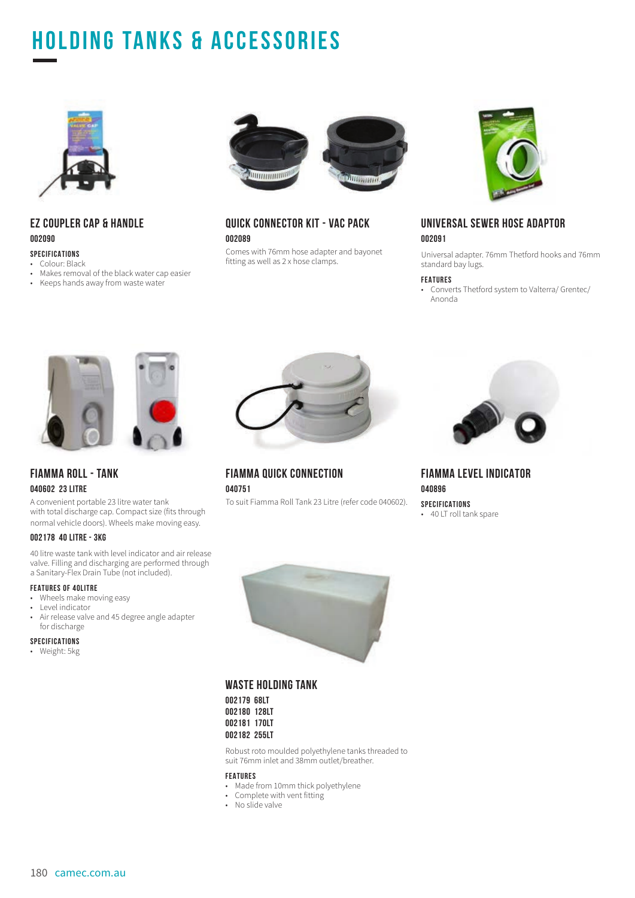# HOLDING TANKS & ACCESSORIES

## EZ COUPLER CAP & HANDLE

**002090**

**SPECIFICATIONS**

- Colour: Black
- Makes removal of the black water cap easier
- Keeps hands away from waste water

## QUICK CONNECTOR KIT - VAC PACK

**002089**

Comes with 76mm hose adapter and bayonet fitting as well as 2 x hose clamps.

## UNIVERSAL SEWER HOSE ADAPTOR

**002091**

Universal adapter. 76mm Thetford hooks and 76mm standard bay lugs.

**FEATURES**

- Converts Thetford system to Valterra/ Grentec/ Anonda

## FIAMMA ROLL - TANK

**040602 23 LITRE**

A convenient portable 23 litre water tank with total discharge cap. Compact size (fits through normal vehicle doors). Wheels make moving easy.

**002178 40 LITRE - 3KG**

40 litre waste tank with level indicator and air release valve. Filling and discharging are performed through a Sanitary-Flex Drain Tube (not included).

**FEATURES OF 40LITRE**

- Wheels make moving easy
- Level indicator
- Air release valve and 45 degree angle adapter for discharge

**SPECIFICATIONS**

- Weight: 5kg

## FIAMMA QUICK CONNECTION

**040751**

To suit Fiamma Roll Tank 23 Litre (refer code 040602).

## FIAMMA LEVEL INDICATOR

**040896**

**SPECIFICATIONS**

- 40 LT roll tank spare

## WASTE HOLDING TANK

**002179 68LT**
**002180 128LT**
**002181 170LT**
**002182 255LT**

Robust roto moulded polyethylene tanks threaded to suit 76mm inlet and 38mm outlet/breather.

**FEATURES**

- Made from 10mm thick polyethylene
- Complete with vent fitting
- No slide valve